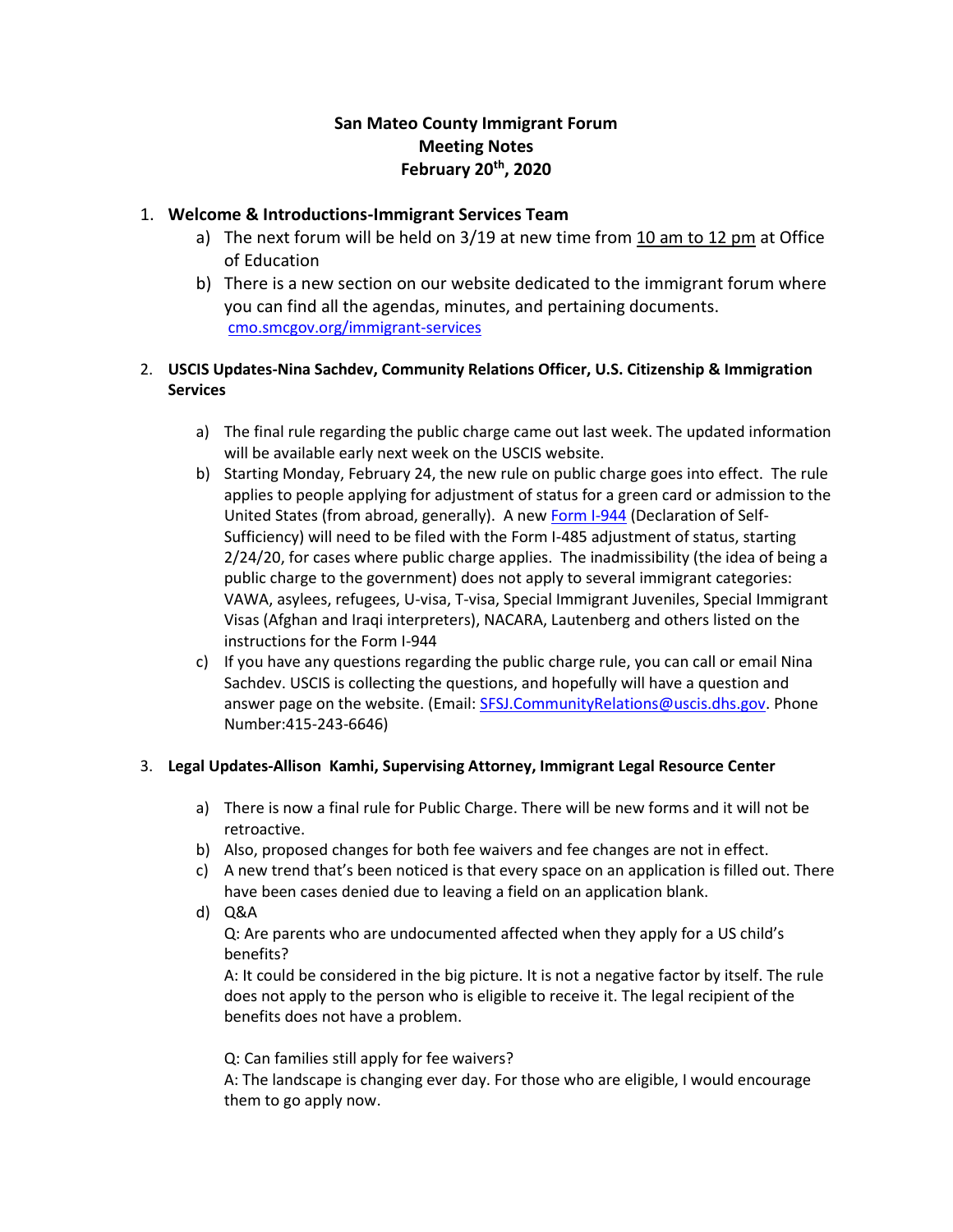# San Mateo County Immigrant Forum
## Meeting Notes
## February 20th, 2020

1. **Welcome & Introductions-Immigrant Services Team**
   a) The next forum will be held on 3/19 at new time from 10 am to 12 pm at Office of Education
   b) There is a new section on our website dedicated to the immigrant forum where you can find all the agendas, minutes, and pertaining documents. [cmo.smcgov.org/immigrant-services](cmo.smcgov.org/immigrant-services)

2. **USCIS Updates-Nina Sachdev, Community Relations Officer, U.S. Citizenship & Immigration Services**
   a) The final rule regarding the public charge came out last week. The updated information will be available early next week on the USCIS website.
   b) Starting Monday, February 24, the new rule on public charge goes into effect. The rule applies to people applying for adjustment of status for a green card or admission to the United States (from abroad, generally). A new Form I-944 (Declaration of Self-Sufficiency) will need to be filed with the Form I-485 adjustment of status, starting 2/24/20, for cases where public charge applies. The inadmissibility (the idea of being a public charge to the government) does not apply to several immigrant categories: VAWA, asylees, refugees, U-visa, T-visa, Special Immigrant Juveniles, Special Immigrant Visas (Afghan and Iraqi interpreters), NACARA, Lautenberg and others listed on the instructions for the Form I-944
   c) If you have any questions regarding the public charge rule, you can call or email Nina Sachdev. USCIS is collecting the questions, and hopefully will have a question and answer page on the website. (Email: SFSJ.CommunityRelations@uscis.dhs.gov. Phone Number:415-243-6646)

3. **Legal Updates-Allison Kamhi, Supervising Attorney, Immigrant Legal Resource Center**
   a) There is now a final rule for Public Charge. There will be new forms and it will not be retroactive.
   b) Also, proposed changes for both fee waivers and fee changes are not in effect.
   c) A new trend that's been noticed is that every space on an application is filled out. There have been cases denied due to leaving a field on an application blank.
   d) Q&A

      Q: Are parents who are undocumented affected when they apply for a US child's benefits?

      A: It could be considered in the big picture. It is not a negative factor by itself. The rule does not apply to the person who is eligible to receive it. The legal recipient of the benefits does not have a problem.

      Q: Can families still apply for fee waivers?

      A: The landscape is changing ever day. For those who are eligible, I would encourage them to go apply now.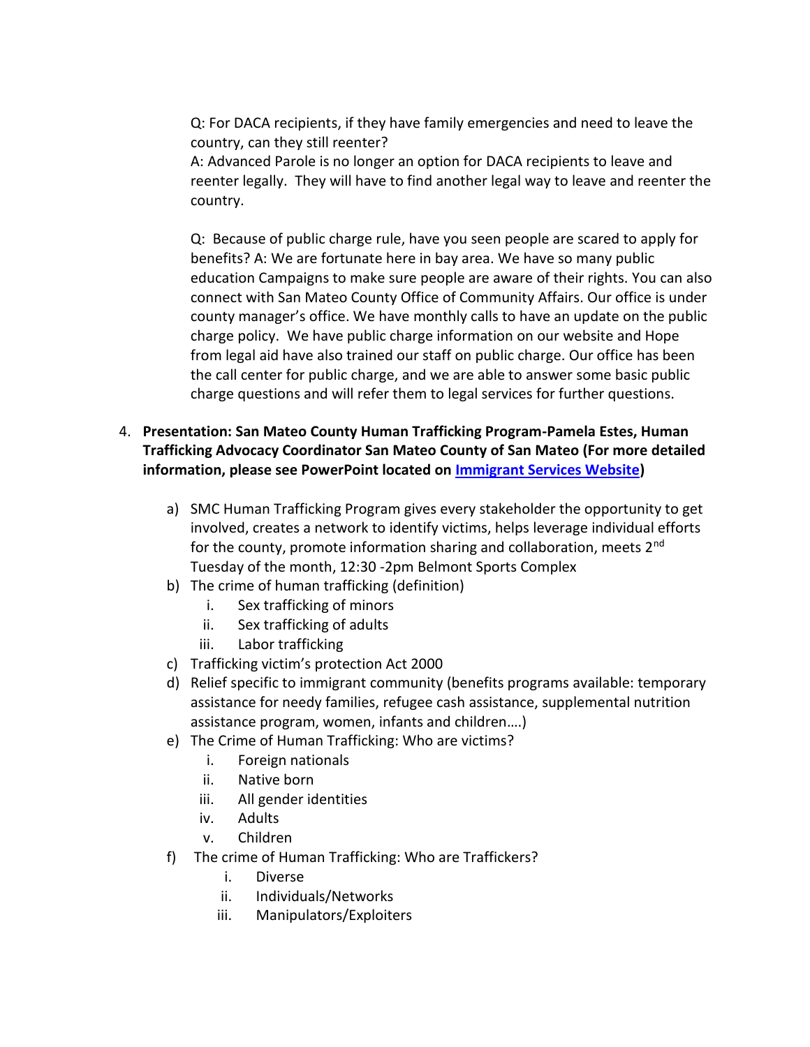Q: For DACA recipients, if they have family emergencies and need to leave the country, can they still reenter?
A: Advanced Parole is no longer an option for DACA recipients to leave and reenter legally. They will have to find another legal way to leave and reenter the country.

Q: Because of public charge rule, have you seen people are scared to apply for benefits? A: We are fortunate here in bay area. We have so many public education Campaigns to make sure people are aware of their rights. You can also connect with San Mateo County Office of Community Affairs. Our office is under county manager's office. We have monthly calls to have an update on the public charge policy. We have public charge information on our website and Hope from legal aid have also trained our staff on public charge. Our office has been the call center for public charge, and we are able to answer some basic public charge questions and will refer them to legal services for further questions.

4. **Presentation: San Mateo County Human Trafficking Program-Pamela Estes, Human Trafficking Advocacy Coordinator San Mateo County of San Mateo (For more detailed information, please see PowerPoint located on Immigrant Services Website)**

   a) SMC Human Trafficking Program gives every stakeholder the opportunity to get involved, creates a network to identify victims, helps leverage individual efforts for the county, promote information sharing and collaboration, meets 2nd Tuesday of the month, 12:30 -2pm Belmont Sports Complex
   b) The crime of human trafficking (definition)
      i. Sex trafficking of minors
      ii. Sex trafficking of adults
      iii. Labor trafficking
   c) Trafficking victim's protection Act 2000
   d) Relief specific to immigrant community (benefits programs available: temporary assistance for needy families, refugee cash assistance, supplemental nutrition assistance program, women, infants and children….)
   e) The Crime of Human Trafficking: Who are victims?
      i. Foreign nationals
      ii. Native born
      iii. All gender identities
      iv. Adults
      v. Children
   f) The crime of Human Trafficking: Who are Traffickers?
      i. Diverse
      ii. Individuals/Networks
      iii. Manipulators/Exploiters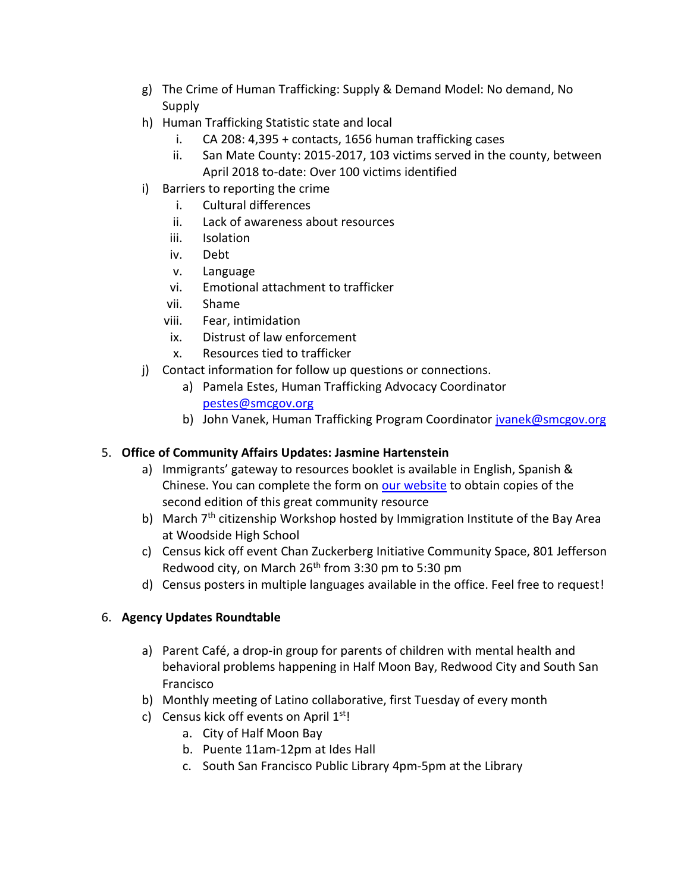g) The Crime of Human Trafficking: Supply & Demand Model: No demand, No Supply

h) Human Trafficking Statistic state and local
   i. CA 208: 4,395 + contacts, 1656 human trafficking cases
   ii. San Mate County: 2015-2017, 103 victims served in the county, between April 2018 to-date: Over 100 victims identified

i) Barriers to reporting the crime
   i. Cultural differences
   ii. Lack of awareness about resources
   iii. Isolation
   iv. Debt
   v. Language
   vi. Emotional attachment to trafficker
   vii. Shame
   viii. Fear, intimidation
   ix. Distrust of law enforcement
   x. Resources tied to trafficker

j) Contact information for follow up questions or connections.
   a) Pamela Estes, Human Trafficking Advocacy Coordinator pestes@smcgov.org
   b) John Vanek, Human Trafficking Program Coordinator jvanek@smcgov.org

5. **Office of Community Affairs Updates: Jasmine Hartenstein**
   a) Immigrants' gateway to resources booklet is available in English, Spanish & Chinese. You can complete the form on our website to obtain copies of the second edition of this great community resource
   b) March 7th citizenship Workshop hosted by Immigration Institute of the Bay Area at Woodside High School
   c) Census kick off event Chan Zuckerberg Initiative Community Space, 801 Jefferson Redwood city, on March 26th from 3:30 pm to 5:30 pm
   d) Census posters in multiple languages available in the office. Feel free to request!

6. **Agency Updates Roundtable**
   a) Parent Café, a drop-in group for parents of children with mental health and behavioral problems happening in Half Moon Bay, Redwood City and South San Francisco
   b) Monthly meeting of Latino collaborative, first Tuesday of every month
   c) Census kick off events on April 1st!
      a. City of Half Moon Bay
      b. Puente 11am-12pm at Ides Hall
      c. South San Francisco Public Library 4pm-5pm at the Library